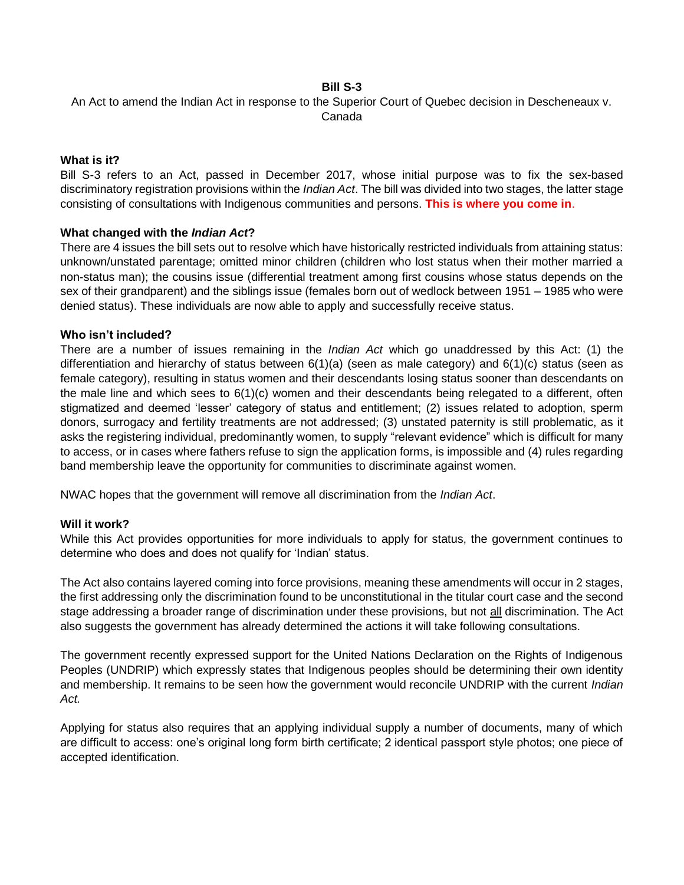# Bill S-3

An Act to amend the Indian Act in response to the Superior Court of Quebec decision in Descheneaux v. Canada

## What is it?

Bill S-3 refers to an Act, passed in December 2017, whose initial purpose was to fix the sex-based discriminatory registration provisions within the *Indian Act*. The bill was divided into two stages, the latter stage consisting of consultations with Indigenous communities and persons. **This is where you come in**.

## What changed with the *Indian Act*?

There are 4 issues the bill sets out to resolve which have historically restricted individuals from attaining status: unknown/unstated parentage; omitted minor children (children who lost status when their mother married a non-status man); the cousins issue (differential treatment among first cousins whose status depends on the sex of their grandparent) and the siblings issue (females born out of wedlock between 1951 – 1985 who were denied status). These individuals are now able to apply and successfully receive status.

## Who isn't included?

There are a number of issues remaining in the *Indian Act* which go unaddressed by this Act: (1) the differentiation and hierarchy of status between 6(1)(a) (seen as male category) and 6(1)(c) status (seen as female category), resulting in status women and their descendants losing status sooner than descendants on the male line and which sees to 6(1)(c) women and their descendants being relegated to a different, often stigmatized and deemed 'lesser' category of status and entitlement; (2) issues related to adoption, sperm donors, surrogacy and fertility treatments are not addressed; (3) unstated paternity is still problematic, as it asks the registering individual, predominantly women, to supply "relevant evidence" which is difficult for many to access, or in cases where fathers refuse to sign the application forms, is impossible and (4) rules regarding band membership leave the opportunity for communities to discriminate against women.

NWAC hopes that the government will remove all discrimination from the *Indian Act*.

## Will it work?

While this Act provides opportunities for more individuals to apply for status, the government continues to determine who does and does not qualify for 'Indian' status.

The Act also contains layered coming into force provisions, meaning these amendments will occur in 2 stages, the first addressing only the discrimination found to be unconstitutional in the titular court case and the second stage addressing a broader range of discrimination under these provisions, but not all discrimination. The Act also suggests the government has already determined the actions it will take following consultations.

The government recently expressed support for the United Nations Declaration on the Rights of Indigenous Peoples (UNDRIP) which expressly states that Indigenous peoples should be determining their own identity and membership. It remains to be seen how the government would reconcile UNDRIP with the current *Indian Act.*

Applying for status also requires that an applying individual supply a number of documents, many of which are difficult to access: one's original long form birth certificate; 2 identical passport style photos; one piece of accepted identification.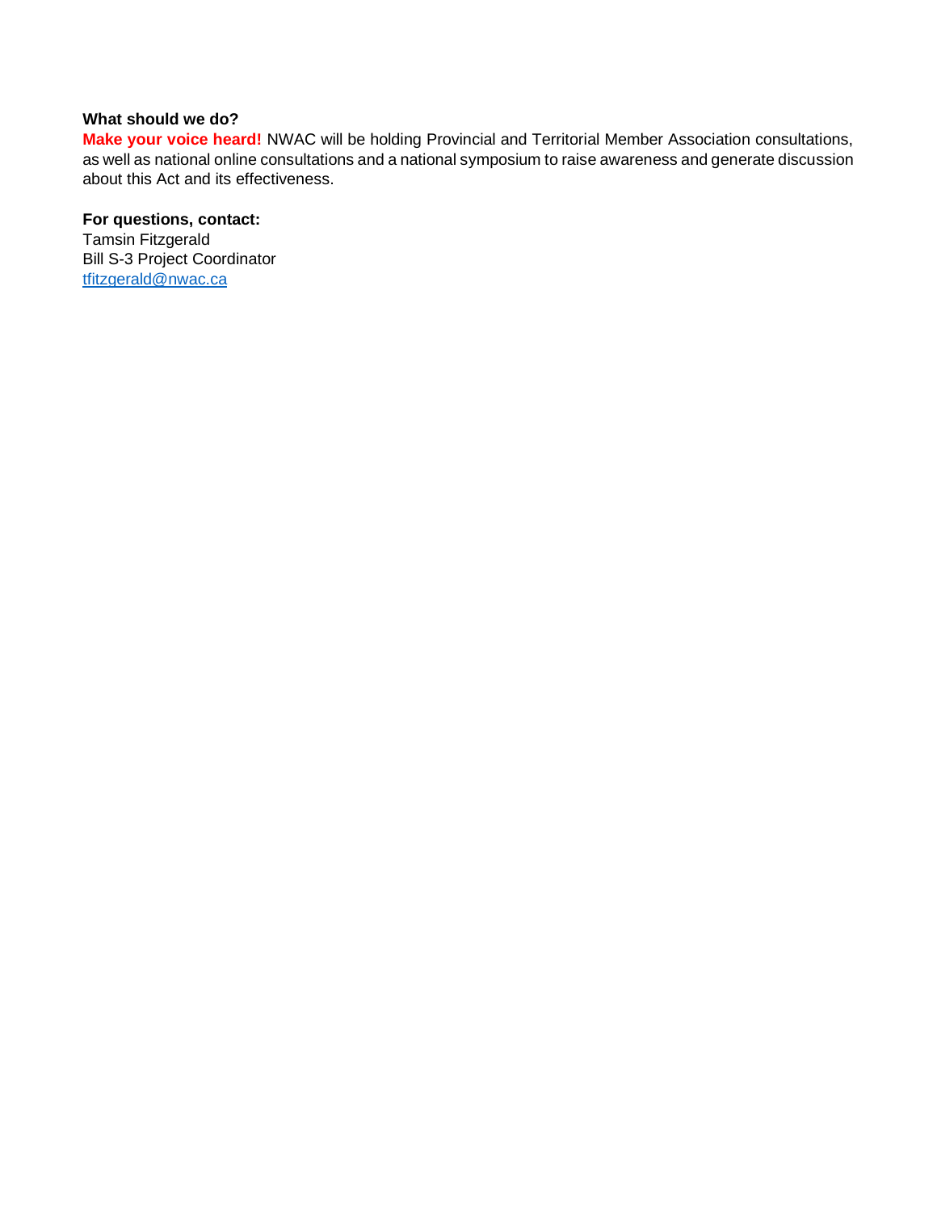**What should we do?**

**Make your voice heard!** NWAC will be holding Provincial and Territorial Member Association consultations, as well as national online consultations and a national symposium to raise awareness and generate discussion about this Act and its effectiveness.

**For questions, contact:**

Tamsin Fitzgerald
Bill S-3 Project Coordinator
tfitzgerald@nwac.ca